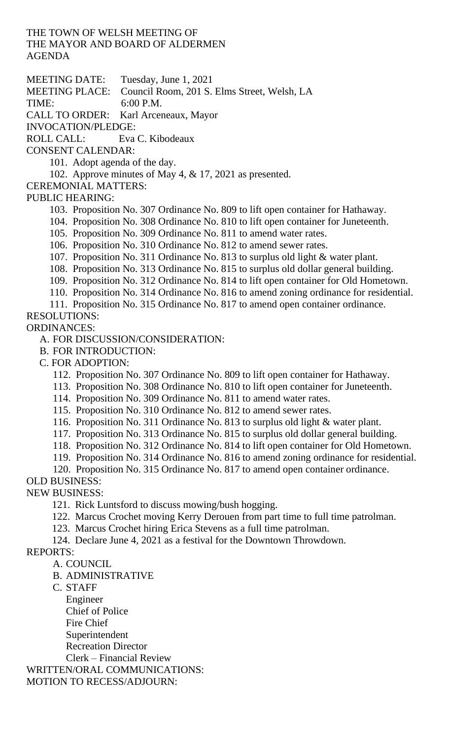THE TOWN OF WELSH MEETING OF
THE MAYOR AND BOARD OF ALDERMEN
AGENDA

MEETING DATE: Tuesday, June 1, 2021
MEETING PLACE: Council Room, 201 S. Elms Street, Welsh, LA
TIME: 6:00 P.M.
CALL TO ORDER: Karl Arceneaux, Mayor
INVOCATION/PLEDGE:
ROLL CALL: Eva C. Kibodeaux
CONSENT CALENDAR:

101. Adopt agenda of the day.
102. Approve minutes of May 4, & 17, 2021 as presented.

CEREMONIAL MATTERS:
PUBLIC HEARING:

103. Proposition No. 307 Ordinance No. 809 to lift open container for Hathaway.
104. Proposition No. 308 Ordinance No. 810 to lift open container for Juneteenth.
105. Proposition No. 309 Ordinance No. 811 to amend water rates.
106. Proposition No. 310 Ordinance No. 812 to amend sewer rates.
107. Proposition No. 311 Ordinance No. 813 to surplus old light & water plant.
108. Proposition No. 313 Ordinance No. 815 to surplus old dollar general building.
109. Proposition No. 312 Ordinance No. 814 to lift open container for Old Hometown.
110. Proposition No. 314 Ordinance No. 816 to amend zoning ordinance for residential.
111. Proposition No. 315 Ordinance No. 817 to amend open container ordinance.

RESOLUTIONS:
ORDINANCES:

A. FOR DISCUSSION/CONSIDERATION:
B. FOR INTRODUCTION:
C. FOR ADOPTION:

112. Proposition No. 307 Ordinance No. 809 to lift open container for Hathaway.
113. Proposition No. 308 Ordinance No. 810 to lift open container for Juneteenth.
114. Proposition No. 309 Ordinance No. 811 to amend water rates.
115. Proposition No. 310 Ordinance No. 812 to amend sewer rates.
116. Proposition No. 311 Ordinance No. 813 to surplus old light & water plant.
117. Proposition No. 313 Ordinance No. 815 to surplus old dollar general building.
118. Proposition No. 312 Ordinance No. 814 to lift open container for Old Hometown.
119. Proposition No. 314 Ordinance No. 816 to amend zoning ordinance for residential.
120. Proposition No. 315 Ordinance No. 817 to amend open container ordinance.

OLD BUSINESS:
NEW BUSINESS:

121. Rick Luntsford to discuss mowing/bush hogging.
122. Marcus Crochet moving Kerry Derouen from part time to full time patrolman.
123. Marcus Crochet hiring Erica Stevens as a full time patrolman.
124. Declare June 4, 2021 as a festival for the Downtown Throwdown.

REPORTS:

A. COUNCIL
B. ADMINISTRATIVE
C. STAFF
   - Engineer
   - Chief of Police
   - Fire Chief
   - Superintendent
   - Recreation Director
   - Clerk – Financial Review

WRITTEN/ORAL COMMUNICATIONS:
MOTION TO RECESS/ADJOURN: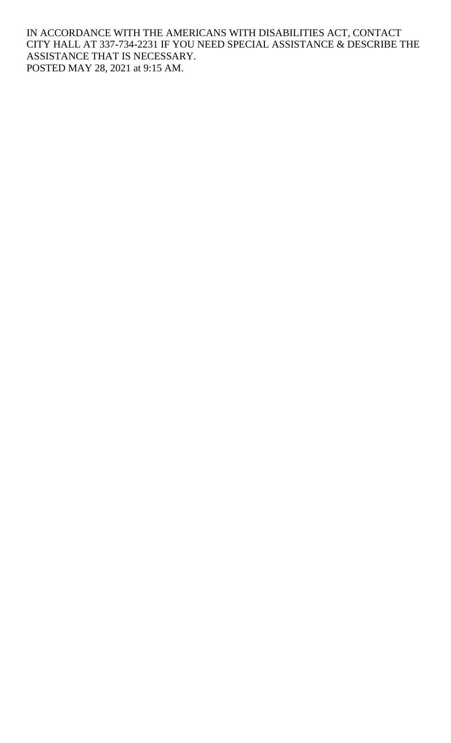IN ACCORDANCE WITH THE AMERICANS WITH DISABILITIES ACT, CONTACT CITY HALL AT 337-734-2231 IF YOU NEED SPECIAL ASSISTANCE & DESCRIBE THE ASSISTANCE THAT IS NECESSARY.
POSTED MAY 28, 2021 at 9:15 AM.